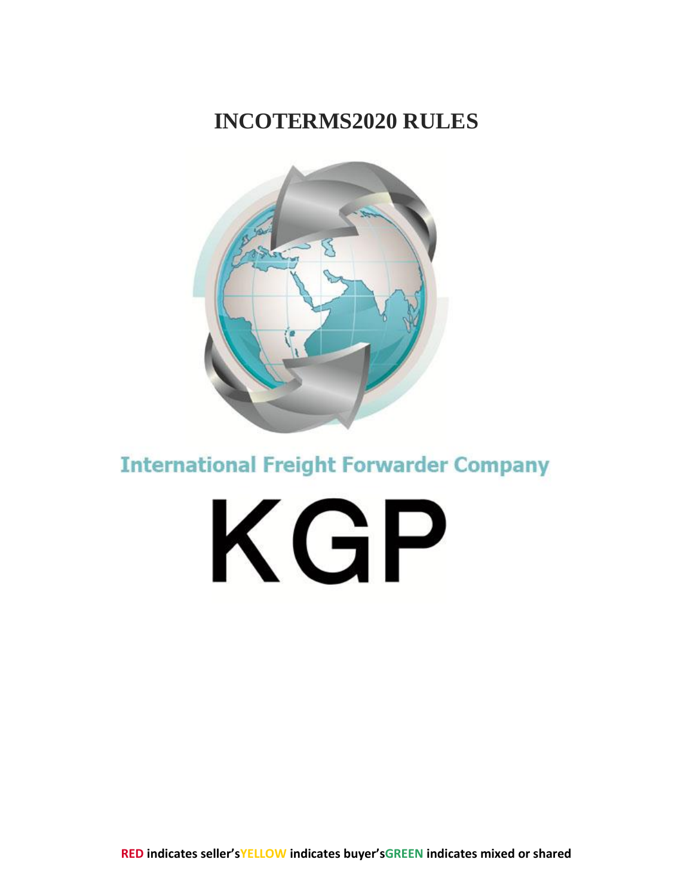# INCOTERMS2020 RULES

International Freight Forwarder Company

KGP

**RED indicates seller'sYELLOW indicates buyer'sGREEN indicates mixed or shared**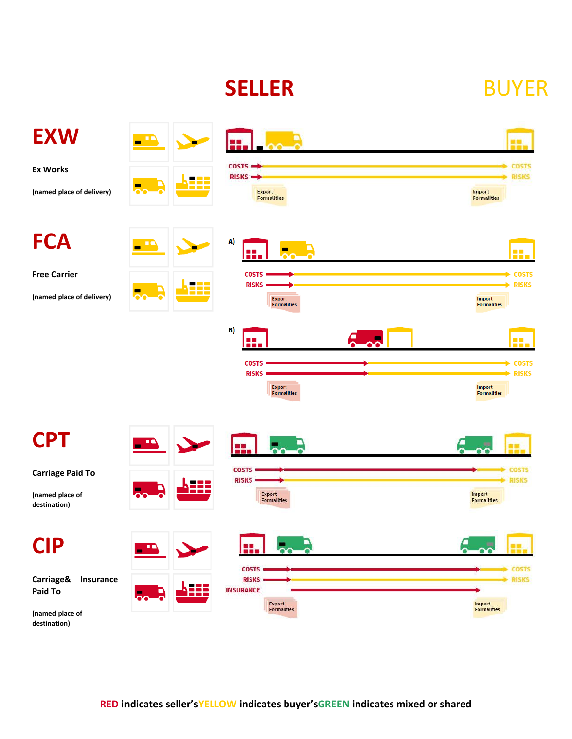**SELLER** **BUYER**

# EXW

**Ex Works**

**(named place of delivery)**

COSTS → COSTS
RISKS → RISKS

Export Formalities | Import Formalities

# FCA

**Free Carrier**

**(named place of delivery)**

A)

COSTS → COSTS
RISKS → RISKS

Export Formalities | Import Formalities

B)

COSTS → COSTS
RISKS → RISKS

Export Formalities | Import Formalities

# CPT

**Carriage Paid To**

**(named place of destination)**

COSTS → COSTS
RISKS → RISKS

Export Formalities | Import Formalities

# CIP

**Carriage& Insurance Paid To**

**(named place of destination)**

COSTS → COSTS
RISKS → RISKS
INSURANCE →

Export Formalities | Import Formalities

**RED indicates seller's YELLOW indicates buyer's GREEN indicates mixed or shared**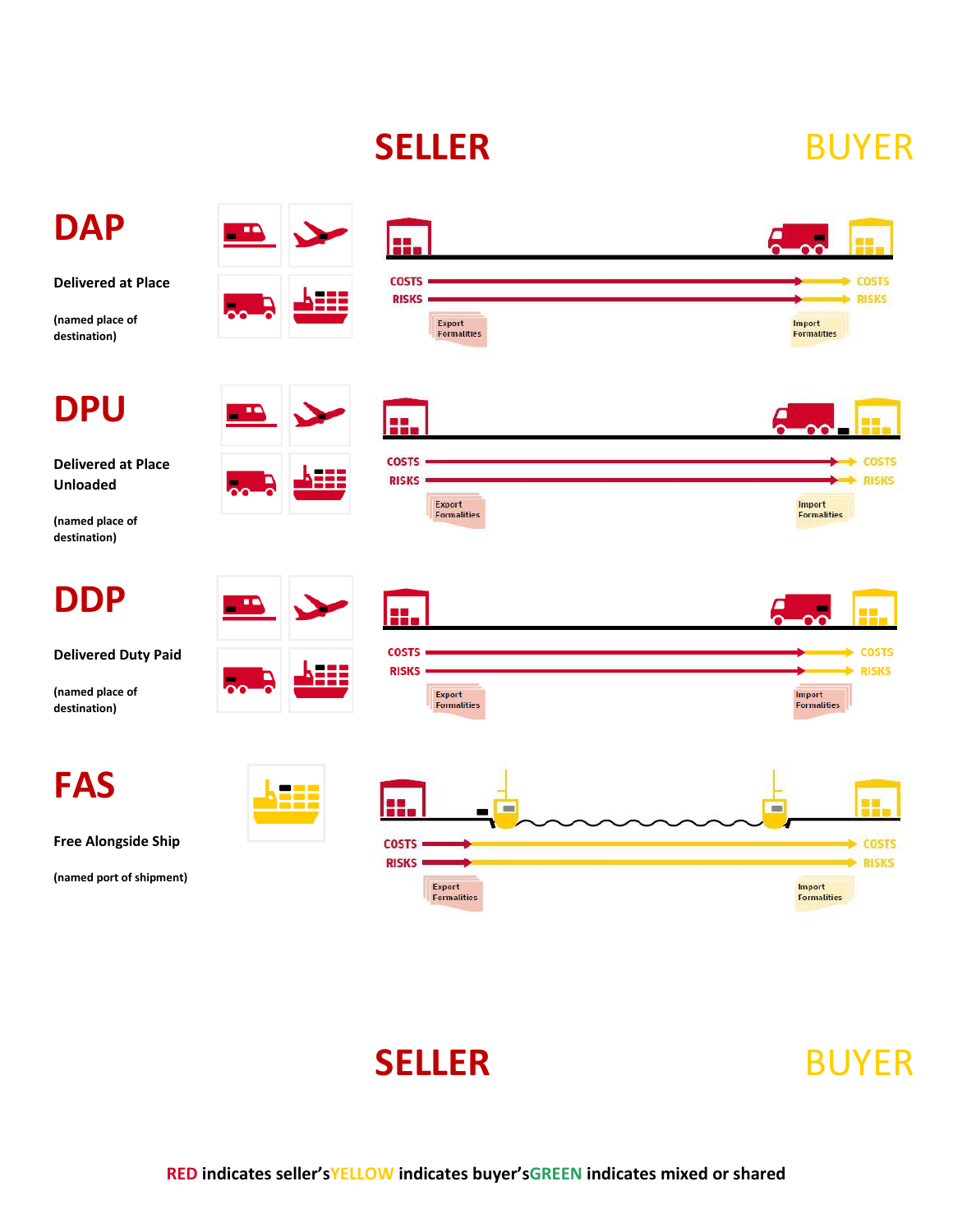SELLER BUYER

# DAP

**Delivered at Place**

**(named place of destination)**

COSTS RISKS Export Formalities Import Formalities COSTS RISKS

# DPU

**Delivered at Place Unloaded**

**(named place of destination)**

COSTS RISKS Export Formalities Import Formalities COSTS RISKS

# DDP

**Delivered Duty Paid**

**(named place of destination)**

COSTS RISKS Export Formalities Import Formalities COSTS RISKS

# FAS

**Free Alongside Ship**

**(named port of shipment)**

COSTS RISKS Export Formalities Import Formalities COSTS RISKS

SELLER BUYER

**RED indicates seller's YELLOW indicates buyer's GREEN indicates mixed or shared**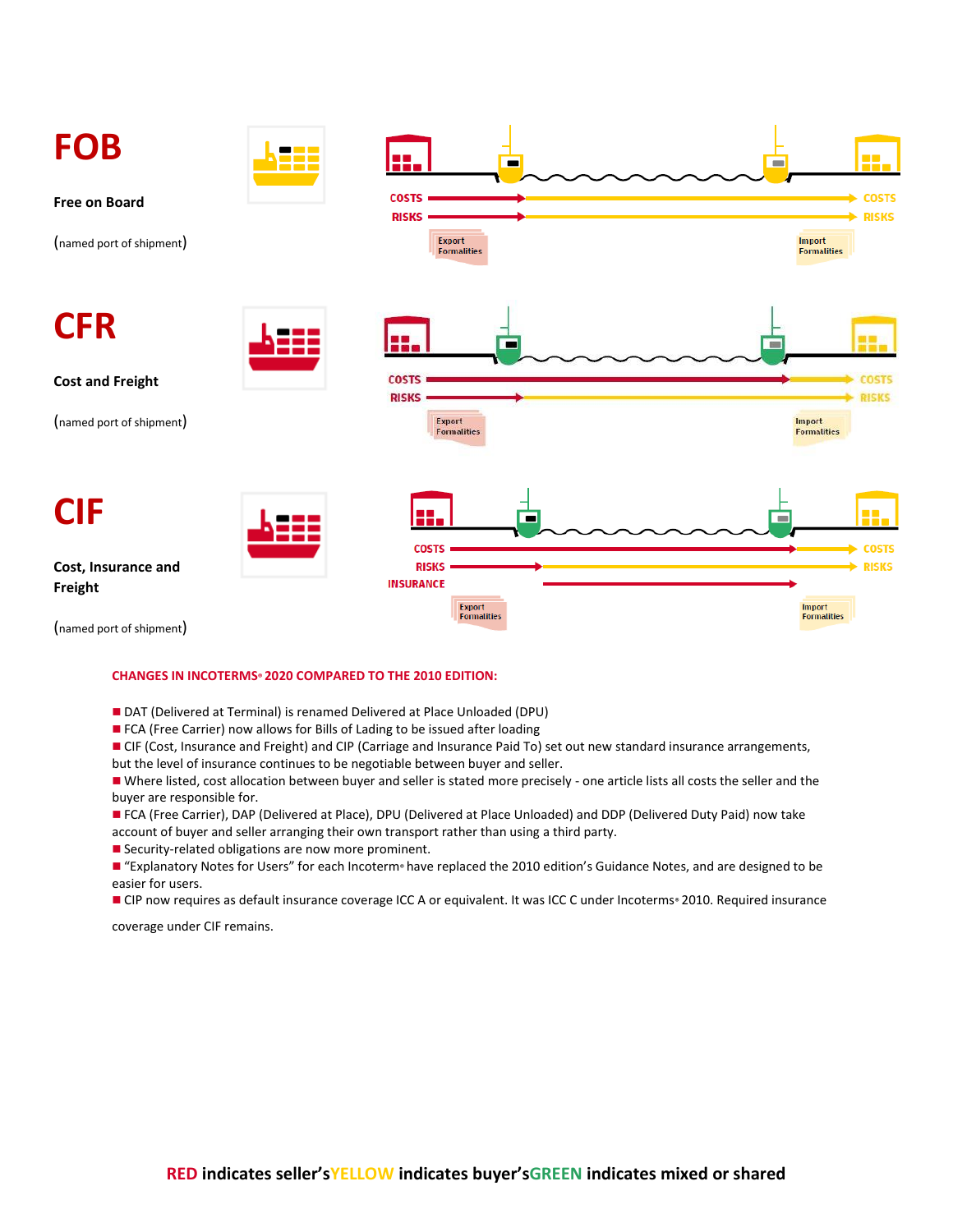# FOB

**Free on Board**

(named port of shipment)

COSTS
RISKS
Export Formalities
COSTS
RISKS
Import Formalities

# CFR

**Cost and Freight**

(named port of shipment)

COSTS
RISKS
Export Formalities
COSTS
RISKS
Import Formalities

# CIF

**Cost, Insurance and Freight**

(named port of shipment)

COSTS
RISKS
INSURANCE
Export Formalities
COSTS
RISKS
Import Formalities

**CHANGES IN INCOTERMS® 2020 COMPARED TO THE 2010 EDITION:**

- DAT (Delivered at Terminal) is renamed Delivered at Place Unloaded (DPU)
- FCA (Free Carrier) now allows for Bills of Lading to be issued after loading
- CIF (Cost, Insurance and Freight) and CIP (Carriage and Insurance Paid To) set out new standard insurance arrangements, but the level of insurance continues to be negotiable between buyer and seller.
- Where listed, cost allocation between buyer and seller is stated more precisely - one article lists all costs the seller and the buyer are responsible for.
- FCA (Free Carrier), DAP (Delivered at Place), DPU (Delivered at Place Unloaded) and DDP (Delivered Duty Paid) now take account of buyer and seller arranging their own transport rather than using a third party.
- Security-related obligations are now more prominent.
- "Explanatory Notes for Users" for each Incoterm® have replaced the 2010 edition's Guidance Notes, and are designed to be easier for users.
- CIP now requires as default insurance coverage ICC A or equivalent. It was ICC C under Incoterms® 2010. Required insurance coverage under CIF remains.

**RED indicates seller's YELLOW indicates buyer's GREEN indicates mixed or shared**